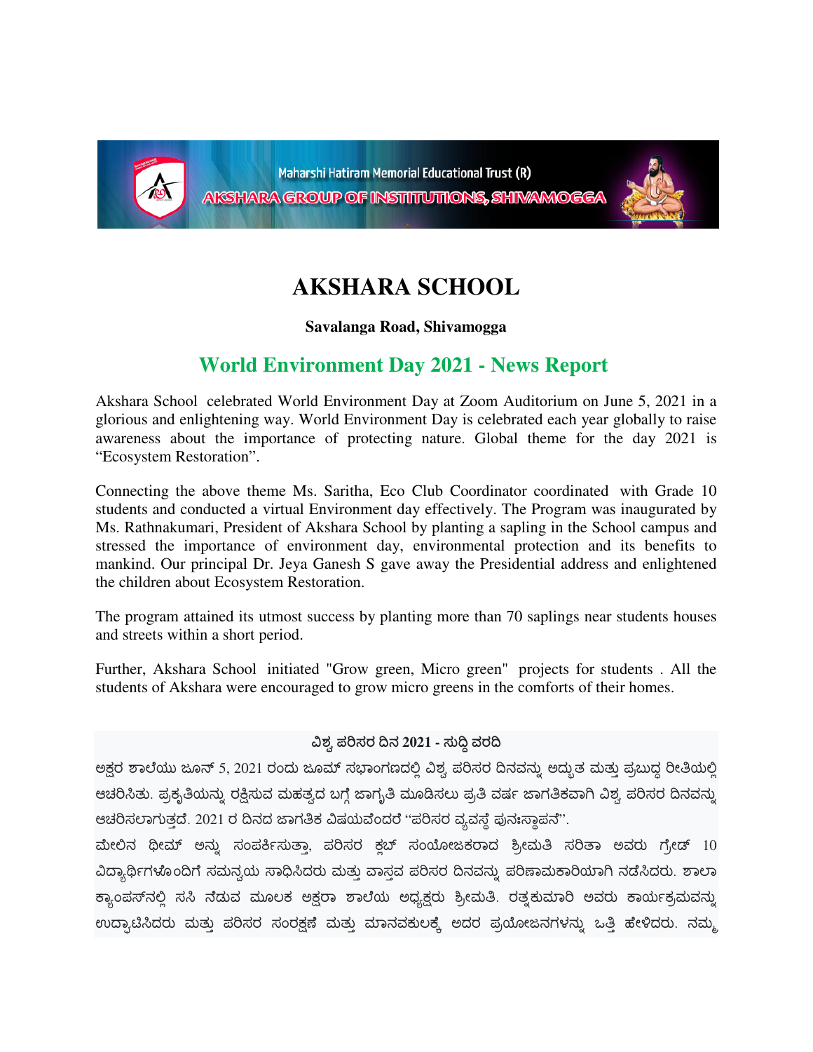Maharshi Hatiram Memorial Educational Trust (R)

AKSHARA GROUP OF INSTITUTIONS, SHIVAMOGGA

# AKSHARA SCHOOL

**Savalanga Road, Shivamogga**

## World Environment Day 2021 - News Report

Akshara School celebrated World Environment Day at Zoom Auditorium on June 5, 2021 in a glorious and enlightening way. World Environment Day is celebrated each year globally to raise awareness about the importance of protecting nature. Global theme for the day 2021 is "Ecosystem Restoration".

Connecting the above theme Ms. Saritha, Eco Club Coordinator coordinated with Grade 10 students and conducted a virtual Environment day effectively. The Program was inaugurated by Ms. Rathnakumari, President of Akshara School by planting a sapling in the School campus and stressed the importance of environment day, environmental protection and its benefits to mankind. Our principal Dr. Jeya Ganesh S gave away the Presidential address and enlightened the children about Ecosystem Restoration.

The program attained its utmost success by planting more than 70 saplings near students houses and streets within a short period.

Further, Akshara School initiated "Grow green, Micro green" projects for students . All the students of Akshara were encouraged to grow micro greens in the comforts of their homes.

**ವಿಶ್ವ ಪರಿಸರ ದಿನ 2021 - ಸುದ್ದಿ ವರದಿ**

ಅಕ್ಷರ ಶಾಲೆಯು ಜೂನ್ 5, 2021 ರಂದು ಜೂಮ್ ಸಭಾಂಗಣದಲ್ಲಿ ವಿಶ್ವ ಪರಿಸರ ದಿನವನ್ನು ಅದ್ಭುತ ಮತ್ತು ಪ್ರಬುದ್ಧ ರೀತಿಯಲ್ಲಿ ಆಚರಿಸಿತು. ಪ್ರಕೃತಿಯನ್ನು ರಕ್ಷಿಸುವ ಮಹತ್ವದ ಬಗ್ಗೆ ಜಾಗೃತಿ ಮೂಡಿಸಲು ಪ್ರತಿ ವರ್ಷ ಜಾಗತಿಕವಾಗಿ ವಿಶ್ವ ಪರಿಸರ ದಿನವನ್ನು ಆಚರಿಸಲಾಗುತ್ತದೆ. 2021 ರ ದಿನದ ಜಾಗತಿಕ ವಿಷಯವೆಂದರೆ "ಪರಿಸರ ವ್ಯವಸ್ಥೆ ಪುನಃಸ್ಥಾಪನೆ".

ಮೇಲಿನ ಥೀಮ್ ಅನ್ನು ಸಂಪರ್ಕಿಸುತ್ತಾ, ಪರಿಸರ ಕ್ಲಬ್ ಸಂಯೋಜಕರಾದ ಶ್ರೀಮತಿ ಸರಿತಾ ಅವರು ಗ್ರೇಡ್ 10 ವಿದ್ಯಾರ್ಥಿಗಳೊಂದಿಗೆ ಸಮನ್ವಯ ಸಾಧಿಸಿದರು ಮತ್ತು ವಾಸ್ತವ ಪರಿಸರ ದಿನವನ್ನು ಪರಿಣಾಮಕಾರಿಯಾಗಿ ನಡೆಸಿದರು. ಶಾಲಾ ಕ್ಯಾಂಪಸ್‌ನಲ್ಲಿ ಸಸಿ ನೆಡುವ ಮೂಲಕ ಅಕ್ಷರಾ ಶಾಲೆಯ ಅಧ್ಯಕ್ಷರು ಶ್ರೀಮತಿ. ರತ್ನಕುಮಾರಿ ಅವರು ಕಾರ್ಯಕ್ರಮವನ್ನು ಉದ್ಘಾಟಿಸಿದರು ಮತ್ತು ಪರಿಸರ ಸಂರಕ್ಷಣೆ ಮತ್ತು ಮಾನವಕುಲಕ್ಕೆ ಅದರ ಪ್ರಯೋಜನಗಳನ್ನು ಒತ್ತಿ ಹೇಳಿದರು. ನಮ್ಮ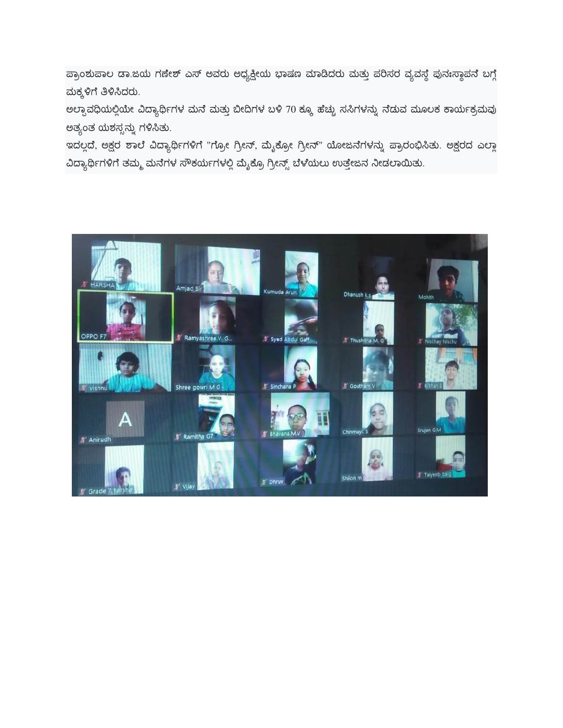ಪ್ರಾಂಶುಪಾಲ ಡಾ.ಜಯ ಗಣೇಶ್ ಎಸ್ ಅವರು ಅಧ್ಯಕ್ಷೀಯ ಭಾಷಣ ಮಾಡಿದರು ಮತ್ತು ಪರಿಸರ ವ್ಯವಸ್ಥೆ ಪುನಃಸ್ಥಾಪನೆ ಬಗ್ಗೆ ಮಕ್ಕಳಿಗೆ ತಿಳಿಸಿದರು.

ಅಲ್ಪಾವಧಿಯಲ್ಲಿಯೇ ವಿದ್ಯಾರ್ಥಿಗಳ ಮನೆ ಮತ್ತು ಬೀದಿಗಳ ಬಳಿ 70 ಕ್ಕೂ ಹೆಚ್ಚು ಸಸಿಗಳನ್ನು ನೆಡುವ ಮೂಲಕ ಕಾರ್ಯಕ್ರಮವು ಅತ್ಯಂತ ಯಶಸ್ಸನ್ನು ಗಳಿಸಿತು.

ಇದಲ್ಲದೆ, ಅಕ್ಷರ ಶಾಲೆ ವಿದ್ಯಾರ್ಥಿಗಳಿಗೆ "ಗ್ರೋ ಗ್ರೀನ್, ಮೈಕ್ರೋ ಗ್ರೀನ್" ಯೋಜನೆಗಳನ್ನು ಪ್ರಾರಂಭಿಸಿತು. ಅಕ್ಷರದ ಎಲ್ಲಾ ವಿದ್ಯಾರ್ಥಿಗಳಿಗೆ ತಮ್ಮ ಮನೆಗಳ ಸೌಕರ್ಯಗಳಲ್ಲಿ ಮೈಕ್ರೊ ಗ್ರೀನ್ಸ್ ಬೆಳೆಯಲು ಉತ್ತೇಜನ ನೀಡಲಾಯಿತು.